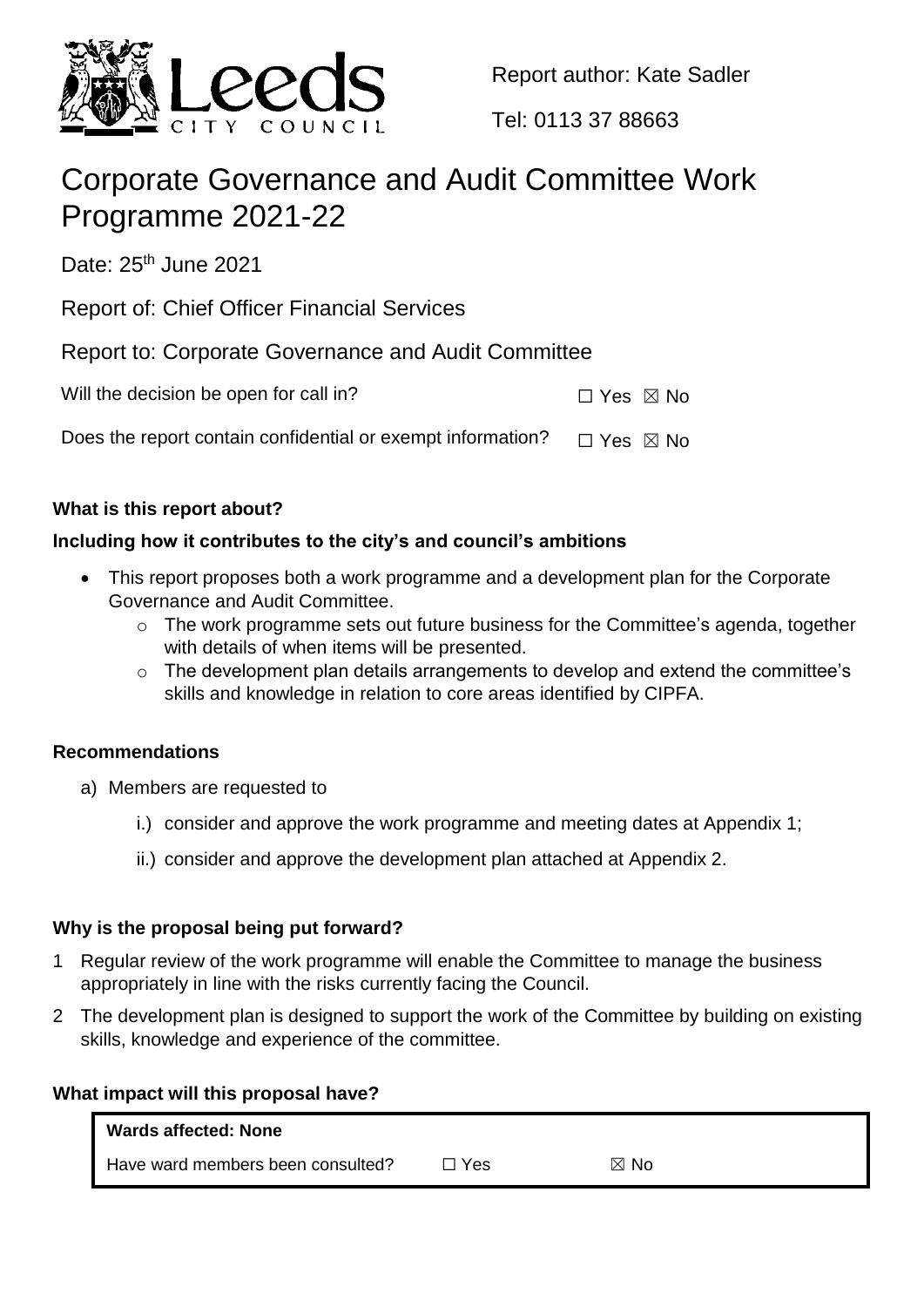Report author: Kate Sadler

Tel: 0113 37 88663

# Corporate Governance and Audit Committee Work Programme 2021-22

Date: 25th June 2021

Report of: Chief Officer Financial Services

Report to: Corporate Governance and Audit Committee

Will the decision be open for call in? ☐ Yes ☒ No

Does the report contain confidential or exempt information? ☐ Yes ☒ No

**What is this report about?**

**Including how it contributes to the city's and council's ambitions**

- This report proposes both a work programme and a development plan for the Corporate Governance and Audit Committee.
  - The work programme sets out future business for the Committee's agenda, together with details of when items will be presented.
  - The development plan details arrangements to develop and extend the committee's skills and knowledge in relation to core areas identified by CIPFA.

**Recommendations**

a) Members are requested to

   i.) consider and approve the work programme and meeting dates at Appendix 1;

   ii.) consider and approve the development plan attached at Appendix 2.

**Why is the proposal being put forward?**

1 Regular review of the work programme will enable the Committee to manage the business appropriately in line with the risks currently facing the Council.

2 The development plan is designed to support the work of the Committee by building on existing skills, knowledge and experience of the committee.

**What impact will this proposal have?**

| **Wards affected: None** | | |
|---|---|---|
| Have ward members been consulted? | ☐ Yes | ☒ No |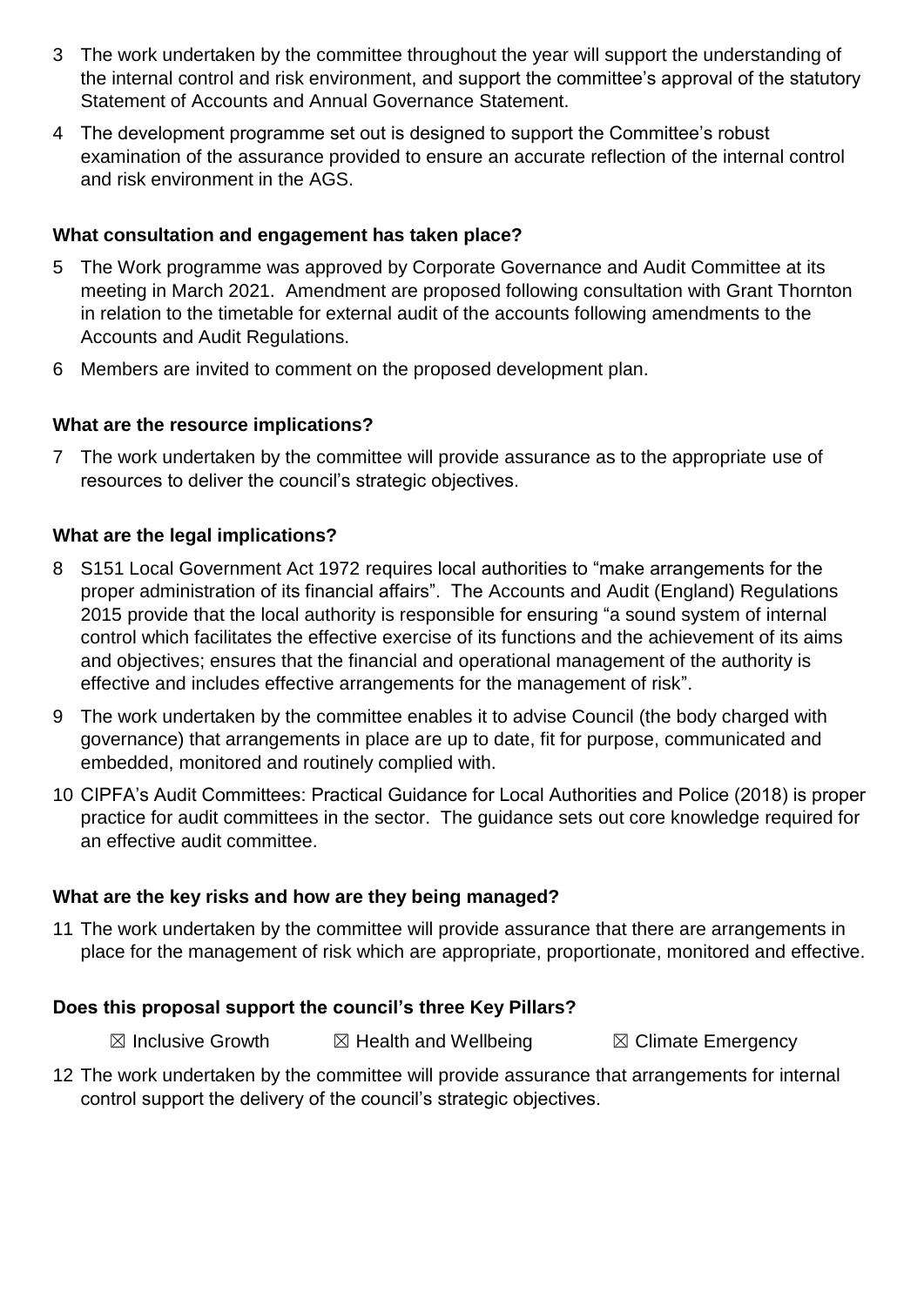3 The work undertaken by the committee throughout the year will support the understanding of the internal control and risk environment, and support the committee's approval of the statutory Statement of Accounts and Annual Governance Statement.

4 The development programme set out is designed to support the Committee's robust examination of the assurance provided to ensure an accurate reflection of the internal control and risk environment in the AGS.

### What consultation and engagement has taken place?

5 The Work programme was approved by Corporate Governance and Audit Committee at its meeting in March 2021. Amendment are proposed following consultation with Grant Thornton in relation to the timetable for external audit of the accounts following amendments to the Accounts and Audit Regulations.

6 Members are invited to comment on the proposed development plan.

### What are the resource implications?

7 The work undertaken by the committee will provide assurance as to the appropriate use of resources to deliver the council's strategic objectives.

### What are the legal implications?

8 S151 Local Government Act 1972 requires local authorities to "make arrangements for the proper administration of its financial affairs". The Accounts and Audit (England) Regulations 2015 provide that the local authority is responsible for ensuring "a sound system of internal control which facilitates the effective exercise of its functions and the achievement of its aims and objectives; ensures that the financial and operational management of the authority is effective and includes effective arrangements for the management of risk".

9 The work undertaken by the committee enables it to advise Council (the body charged with governance) that arrangements in place are up to date, fit for purpose, communicated and embedded, monitored and routinely complied with.

10 CIPFA's Audit Committees: Practical Guidance for Local Authorities and Police (2018) is proper practice for audit committees in the sector. The guidance sets out core knowledge required for an effective audit committee.

### What are the key risks and how are they being managed?

11 The work undertaken by the committee will provide assurance that there are arrangements in place for the management of risk which are appropriate, proportionate, monitored and effective.

### Does this proposal support the council's three Key Pillars?

☒ Inclusive Growth ☒ Health and Wellbeing ☒ Climate Emergency

12 The work undertaken by the committee will provide assurance that arrangements for internal control support the delivery of the council's strategic objectives.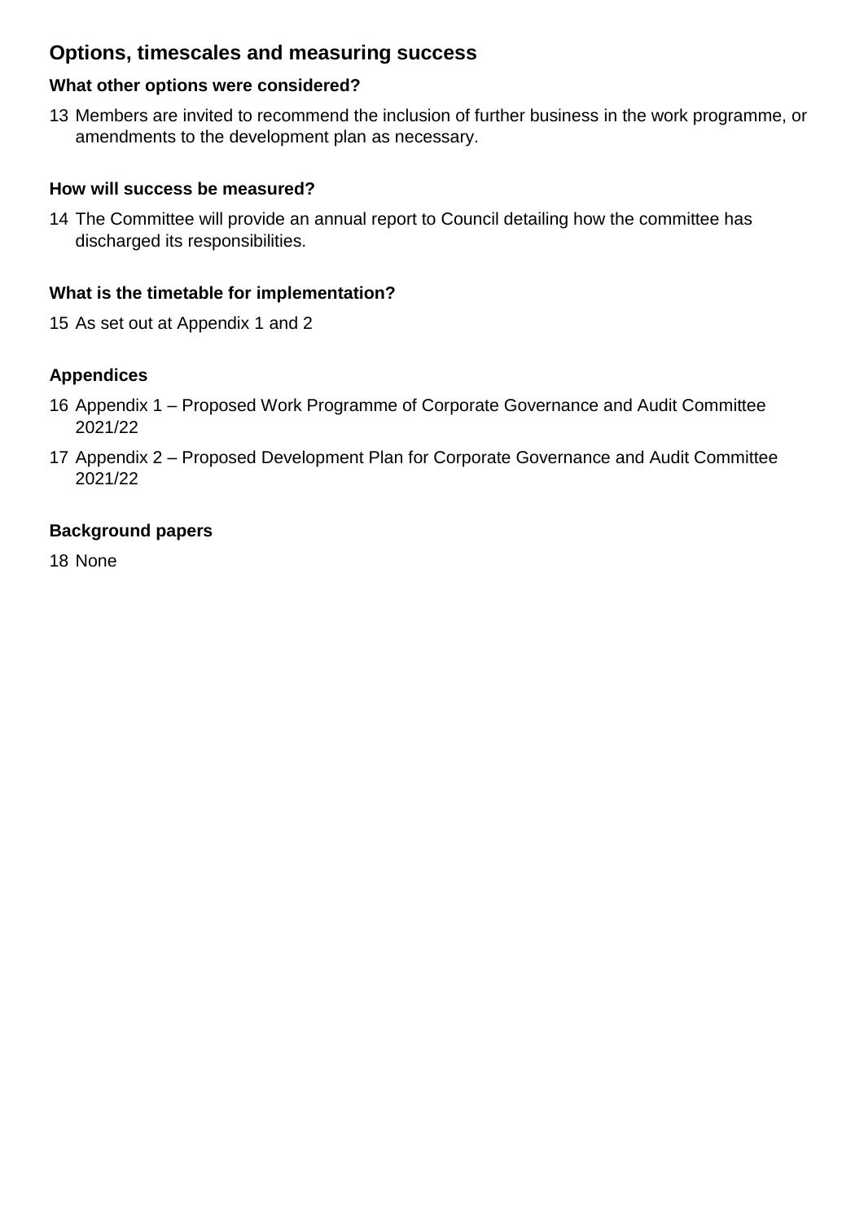## Options, timescales and measuring success

### What other options were considered?

13 Members are invited to recommend the inclusion of further business in the work programme, or amendments to the development plan as necessary.

### How will success be measured?

14 The Committee will provide an annual report to Council detailing how the committee has discharged its responsibilities.

### What is the timetable for implementation?

15 As set out at Appendix 1 and 2

### Appendices

16 Appendix 1 – Proposed Work Programme of Corporate Governance and Audit Committee 2021/22

17 Appendix 2 – Proposed Development Plan for Corporate Governance and Audit Committee 2021/22

### Background papers

18 None